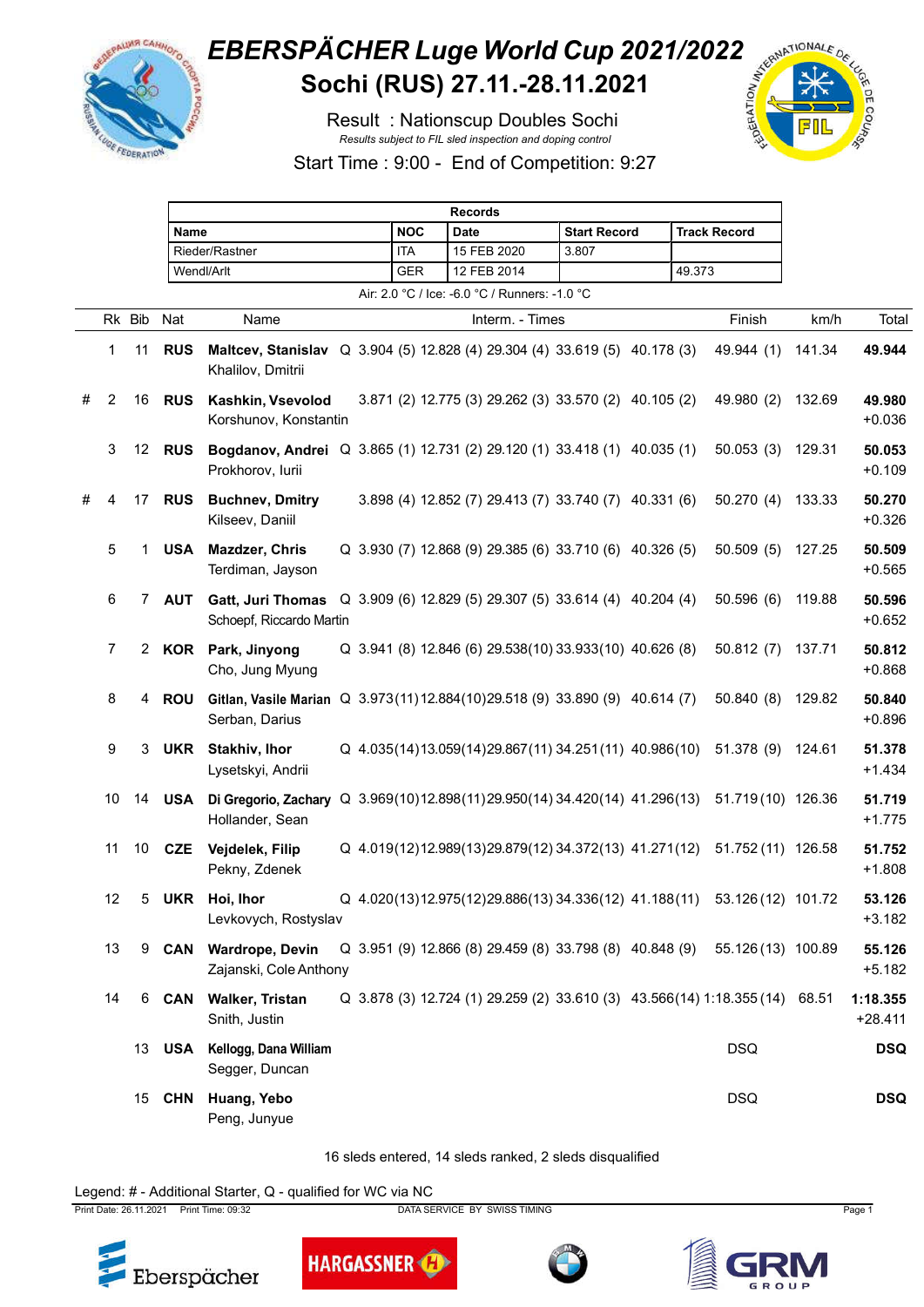# EBERSPÄCHER Luge World Cup 2021/2022

## Sochi (RUS) 27.11.-28.11.2021

Result : Nationscup Doubles Sochi

*Results subject to FIL sled inspection and doping control*

Start Time : 9:00 - End of Competition: 9:27

| Records | | | | |
|---|---|---|---|---|
| Name | NOC | Date | Start Record | Track Record |
| Rieder/Rastner | ITA | 15 FEB 2020 | 3.807 | |
| Wendl/Arlt | GER | 12 FEB 2014 | | 49.373 |

Air: 2.0 °C / Ice: -6.0 °C / Runners: -1.0 °C

| | Rk | Bib | Nat | Name | | Interm. - Times | | | | | Finish | km/h | Total |
|---|---|---|---|---|---|---|---|---|---|---|---|---|---|
| | 1 | 11 | RUS | **Maltcev, Stanislav** Khalilov, Dmitrii | Q | 3.904 (5) | 12.828 (4) | 29.304 (4) | 33.619 (5) | 40.178 (3) | 49.944 (1) | 141.34 | **49.944** |
| # | 2 | 16 | RUS | **Kashkin, Vsevolod** Korshunov, Konstantin | | 3.871 (2) | 12.775 (3) | 29.262 (3) | 33.570 (2) | 40.105 (2) | 49.980 (2) | 132.69 | **49.980** +0.036 |
| | 3 | 12 | RUS | **Bogdanov, Andrei** Prokhorov, Iurii | Q | 3.865 (1) | 12.731 (2) | 29.120 (1) | 33.418 (1) | 40.035 (1) | 50.053 (3) | 129.31 | **50.053** +0.109 |
| # | 4 | 17 | RUS | **Buchnev, Dmitry** Kilseev, Daniil | | 3.898 (4) | 12.852 (7) | 29.413 (7) | 33.740 (7) | 40.331 (6) | 50.270 (4) | 133.33 | **50.270** +0.326 |
| | 5 | 1 | USA | **Mazdzer, Chris** Terdiman, Jayson | Q | 3.930 (7) | 12.868 (9) | 29.385 (6) | 33.710 (6) | 40.326 (5) | 50.509 (5) | 127.25 | **50.509** +0.565 |
| | 6 | 7 | AUT | **Gatt, Juri Thomas** Schoepf, Riccardo Martin | Q | 3.909 (6) | 12.829 (5) | 29.307 (5) | 33.614 (4) | 40.204 (4) | 50.596 (6) | 119.88 | **50.596** +0.652 |
| | 7 | 2 | KOR | **Park, Jinyong** Cho, Jung Myung | Q | 3.941 (8) | 12.846 (6) | 29.538 (10) | 33.933 (10) | 40.626 (8) | 50.812 (7) | 137.71 | **50.812** +0.868 |
| | 8 | 4 | ROU | **Gitlan, Vasile Marian** Serban, Darius | Q | 3.973 (11) | 12.884 (10) | 29.518 (9) | 33.890 (9) | 40.614 (7) | 50.840 (8) | 129.82 | **50.840** +0.896 |
| | 9 | 3 | UKR | **Stakhiv, Ihor** Lysetskyi, Andrii | Q | 4.035 (14) | 13.059 (14) | 29.867 (11) | 34.251 (11) | 40.986 (10) | 51.378 (9) | 124.61 | **51.378** +1.434 |
| | 10 | 14 | USA | **Di Gregorio, Zachary** Hollander, Sean | Q | 3.969 (10) | 12.898 (11) | 29.950 (14) | 34.420 (14) | 41.296 (13) | 51.719 (10) | 126.36 | **51.719** +1.775 |
| | 11 | 10 | CZE | **Vejdelek, Filip** Pekny, Zdenek | Q | 4.019 (12) | 12.989 (13) | 29.879 (12) | 34.372 (13) | 41.271 (12) | 51.752 (11) | 126.58 | **51.752** +1.808 |
| | 12 | 5 | UKR | **Hoi, Ihor** Levkovych, Rostyslav | Q | 4.020 (13) | 12.975 (12) | 29.886 (13) | 34.336 (12) | 41.188 (11) | 53.126 (12) | 101.72 | **53.126** +3.182 |
| | 13 | 9 | CAN | **Wardrope, Devin** Zajanski, Cole Anthony | Q | 3.951 (9) | 12.866 (8) | 29.459 (8) | 33.798 (8) | 40.848 (9) | 55.126 (13) | 100.89 | **55.126** +5.182 |
| | 14 | 6 | CAN | **Walker, Tristan** Snith, Justin | Q | 3.878 (3) | 12.724 (1) | 29.259 (2) | 33.610 (3) | 43.566 (14) | 1:18.355 (14) | 68.51 | **1:18.355** +28.411 |
| | | 13 | USA | **Kellogg, Dana William** Segger, Duncan | | | | | | | DSQ | | **DSQ** |
| | | 15 | CHN | **Huang, Yebo** Peng, Junyue | | | | | | | DSQ | | **DSQ** |

16 sleds entered, 14 sleds ranked, 2 sleds disqualified

Legend: # - Additional Starter, Q - qualified for WC via NC

Print Date: 26.11.2021 Print Time: 09:32 DATA SERVICE BY SWISS TIMING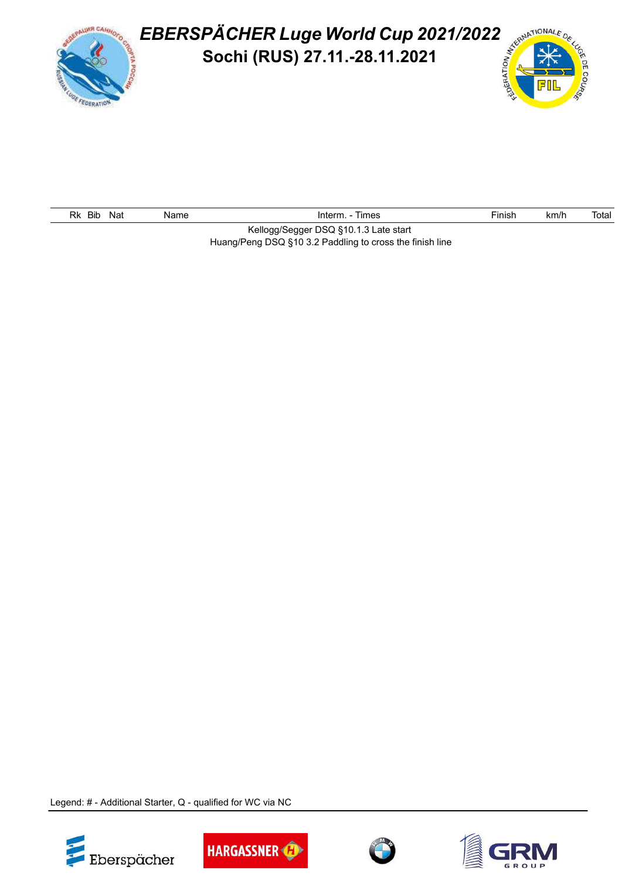# EBERSPÄCHER Luge World Cup 2021/2022

## Sochi (RUS) 27.11.-28.11.2021

| Rk | Bib | Nat | Name | Interm. - Times | Finish | km/h | Total |
|---|---|---|---|---|---|---|---|

Kellogg/Segger DSQ §10.1.3 Late start

Huang/Peng DSQ §10 3.2 Paddling to cross the finish line

Legend: # - Additional Starter, Q - qualified for WC via NC